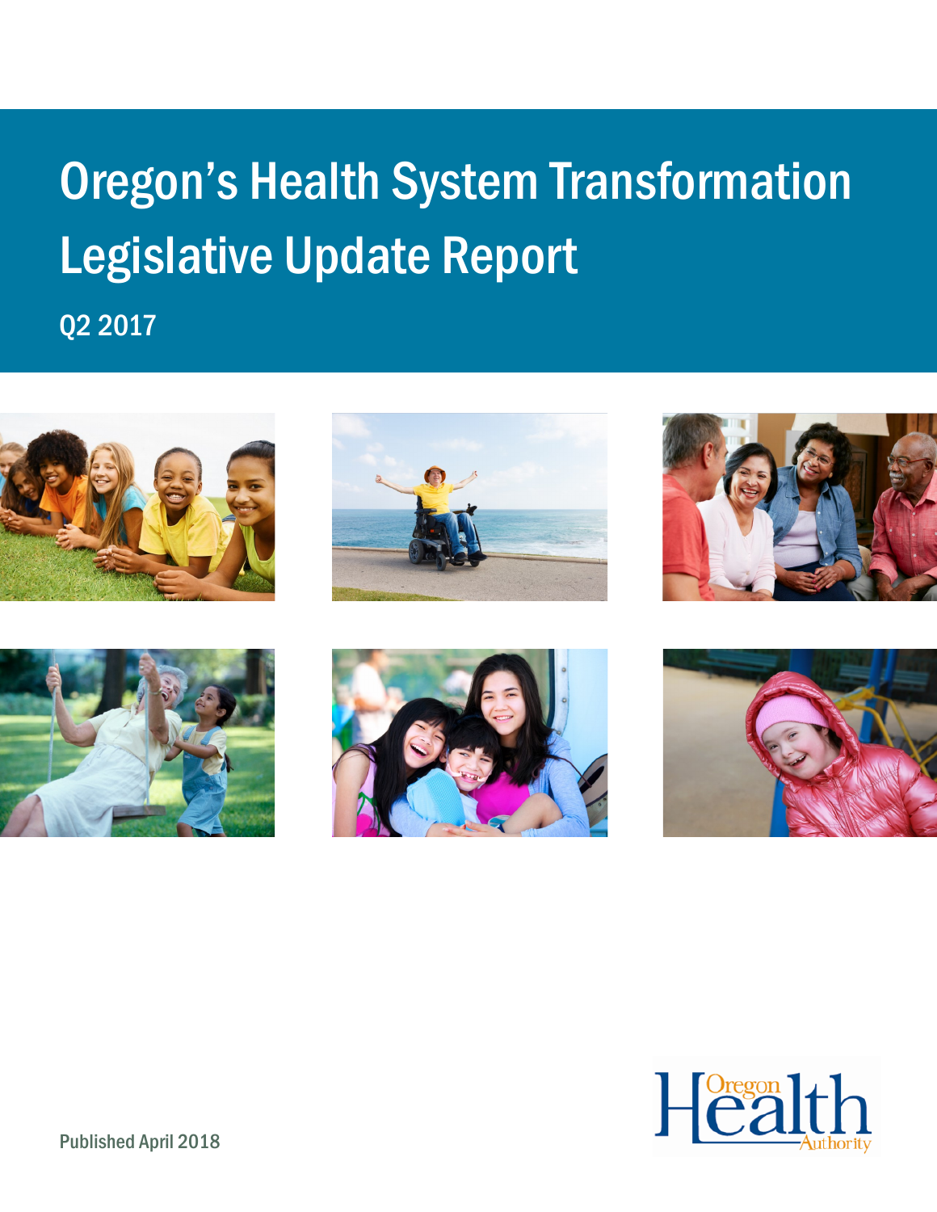# Oregon's Health System Transformation Legislative Update Report

Q2 2017

Published April 2018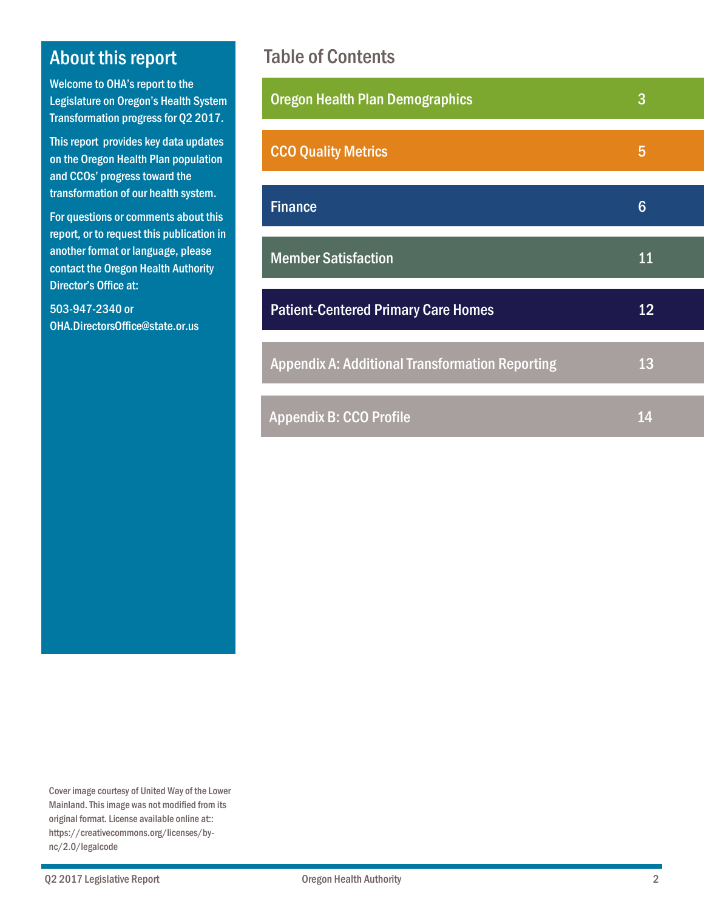## About this report

Welcome to OHA's report to the Legislature on Oregon's Health System Transformation progress for Q2 2017.

This report provides key data updates on the Oregon Health Plan population and CCOs' progress toward the transformation of our health system.

For questions or comments about this report, or to request this publication in another format or language, please contact the Oregon Health Authority Director's Office at:

503-947-2340 or
OHA.DirectorsOffice@state.or.us

## Table of Contents

| Section | Page |
|---|---|
| Oregon Health Plan Demographics | 3 |
| CCO Quality Metrics | 5 |
| Finance | 6 |
| Member Satisfaction | 11 |
| Patient-Centered Primary Care Homes | 12 |
| Appendix A: Additional Transformation Reporting | 13 |
| Appendix B: CCO Profile | 14 |

Cover image courtesy of United Way of the Lower Mainland. This image was not modified from its original format. License available online at:: https://creativecommons.org/licenses/by-nc/2.0/legalcode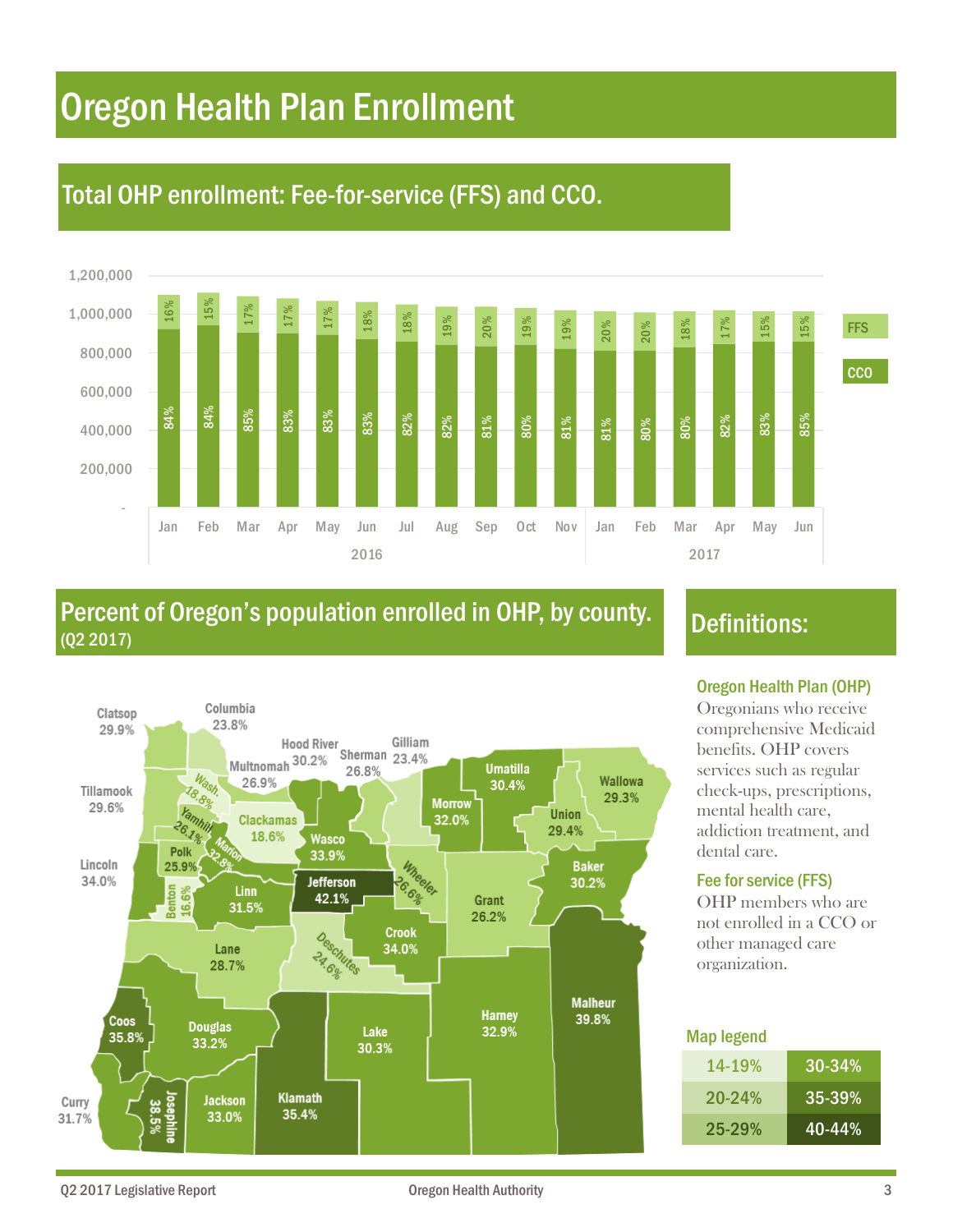# Oregon Health Plan Enrollment

## Total OHP enrollment: Fee-for-service (FFS) and CCO.

| Year | Month | FFS | CCO |
|---|---|---|---|
| 2016 | Jan | 16% | 84% |
| 2016 | Feb | 15% | 84% |
| 2016 | Mar | 17% | 85% |
| 2016 | Apr | 17% | 83% |
| 2016 | May | 17% | 83% |
| 2016 | Jun | 18% | 83% |
| 2016 | Jul | 18% | 82% |
| 2016 | Aug | 19% | 82% |
| 2016 | Sep | 20% | 81% |
| 2016 | Oct | 19% | 80% |
| 2016 | Nov | 19% | 81% |
| 2017 | Jan | 20% | 81% |
| 2017 | Feb | 20% | 80% |
| 2017 | Mar | 18% | 80% |
| 2017 | Apr | 17% | 82% |
| 2017 | May | 15% | 83% |
| 2017 | Jun | 15% | 85% |

## Percent of Oregon's population enrolled in OHP, by county.
(Q2 2017)

| County | Percent |
|---|---|
| Baker | 30.2% |
| Benton | 16.6% |
| Clackamas | 18.6% |
| Clatsop | 29.9% |
| Columbia | 23.8% |
| Coos | 35.8% |
| Crook | 34.0% |
| Curry | 31.7% |
| Deschutes | 24.6% |
| Douglas | 33.2% |
| Gilliam | 23.4% |
| Grant | 26.2% |
| Harney | 32.9% |
| Hood River | 30.2% |
| Jackson | 33.0% |
| Jefferson | 42.1% |
| Josephine | 38.5% |
| Klamath | 35.4% |
| Lake | 30.3% |
| Lane | 28.7% |
| Lincoln | 34.0% |
| Linn | 31.5% |
| Malheur | 39.8% |
| Marion | 32.8% |
| Morrow | 32.0% |
| Multnomah | 26.9% |
| Polk | 25.9% |
| Sherman | 26.8% |
| Tillamook | 29.6% |
| Umatilla | 30.4% |
| Union | 29.4% |
| Wallowa | 29.3% |
| Wasco | 33.9% |
| Wash. | 18.8% |
| Wheeler | 26.6% |
| Yamhill | 26.1% |

## Definitions:

### Oregon Health Plan (OHP)

Oregonians who receive comprehensive Medicaid benefits. OHP covers services such as regular check-ups, prescriptions, mental health care, addiction treatment, and dental care.

### Fee for service (FFS)

OHP members who are not enrolled in a CCO or other managed care organization.

### Map legend

| | |
|---|---|
| 14-19% | 30-34% |
| 20-24% | 35-39% |
| 25-29% | 40-44% |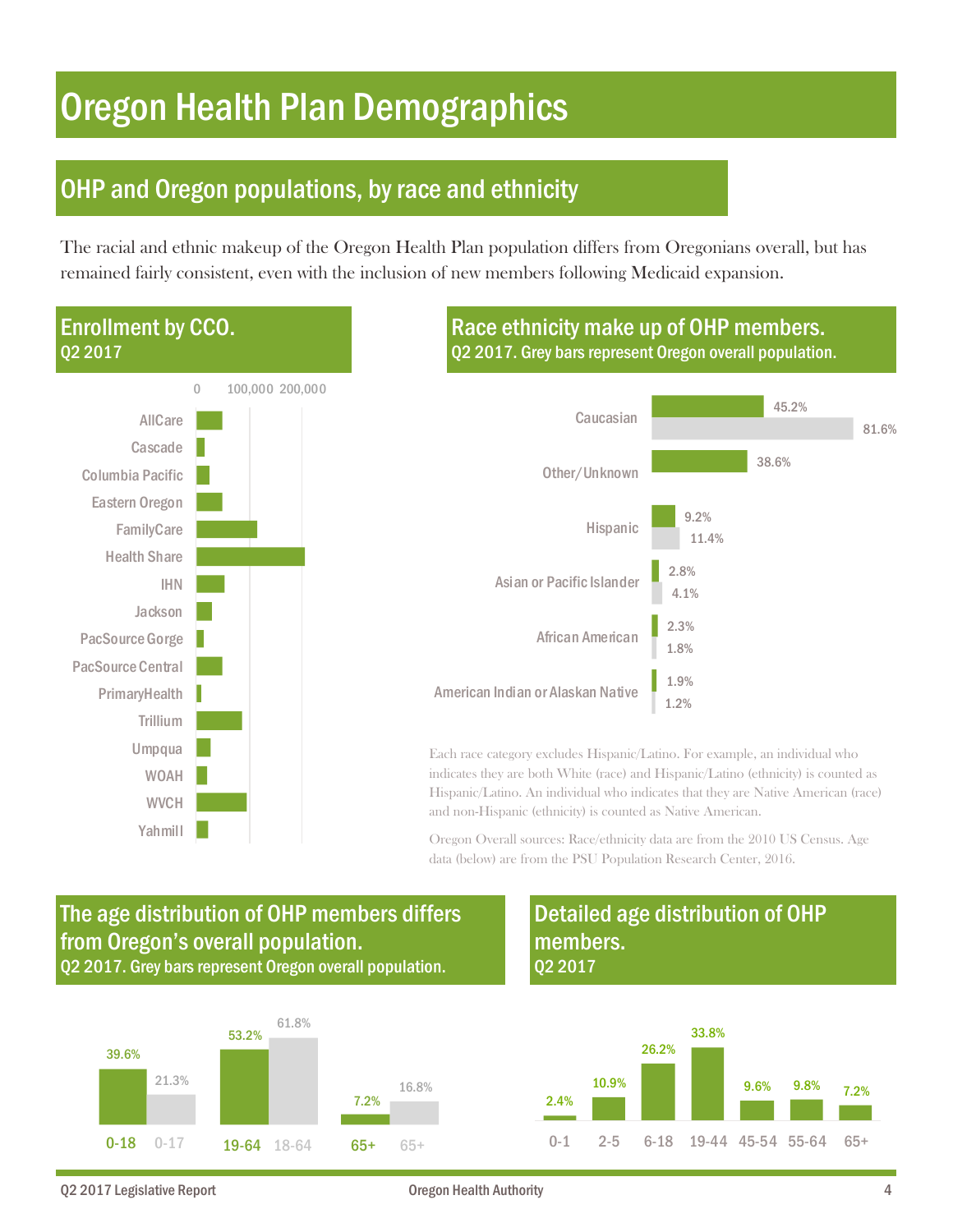# Oregon Health Plan Demographics

## OHP and Oregon populations, by race and ethnicity

The racial and ethnic makeup of the Oregon Health Plan population differs from Oregonians overall, but has remained fairly consistent, even with the inclusion of new members following Medicaid expansion.

### Enrollment by CCO.

Q2 2017

| CCO |
|---|
| AllCare |
| Cascade |
| Columbia Pacific |
| Eastern Oregon |
| FamilyCare |
| Health Share |
| IHN |
| Jackson |
| PacSource Gorge |
| PacSource Central |
| PrimaryHealth |
| Trillium |
| Umpqua |
| WOAH |
| WVCH |
| Yahmill |

Axis: 0, 100,000, 200,000

### Race ethnicity make up of OHP members.

Q2 2017. Grey bars represent Oregon overall population.

| Race/ethnicity | OHP | Oregon overall |
|---|---|---|
| Caucasian | 45.2% | 81.6% |
| Other/Unknown | 38.6% | |
| Hispanic | 9.2% | 11.4% |
| Asian or Pacific Islander | 2.8% | 4.1% |
| African American | 2.3% | 1.8% |
| American Indian or Alaskan Native | 1.9% | 1.2% |

Each race category excludes Hispanic/Latino. For example, an individual who indicates they are both White (race) and Hispanic/Latino (ethnicity) is counted as Hispanic/Latino. An individual who indicates that they are Native American (race) and non-Hispanic (ethnicity) is counted as Native American.

Oregon Overall sources: Race/ethnicity data are from the 2010 US Census. Age data (below) are from the PSU Population Research Center, 2016.

### The age distribution of OHP members differs from Oregon's overall population.

Q2 2017. Grey bars represent Oregon overall population.

| OHP age group | OHP | Oregon age group | Oregon overall |
|---|---|---|---|
| 0-18 | 39.6% | 0-17 | 21.3% |
| 19-64 | 53.2% | 18-64 | 61.8% |
| 65+ | 7.2% | 65+ | 16.8% |

### Detailed age distribution of OHP members.

Q2 2017

| Age | Percent |
|---|---|
| 0-1 | 2.4% |
| 2-5 | 10.9% |
| 6-18 | 26.2% |
| 19-44 | 33.8% |
| 45-54 | 9.6% |
| 55-64 | 9.8% |
| 65+ | 7.2% |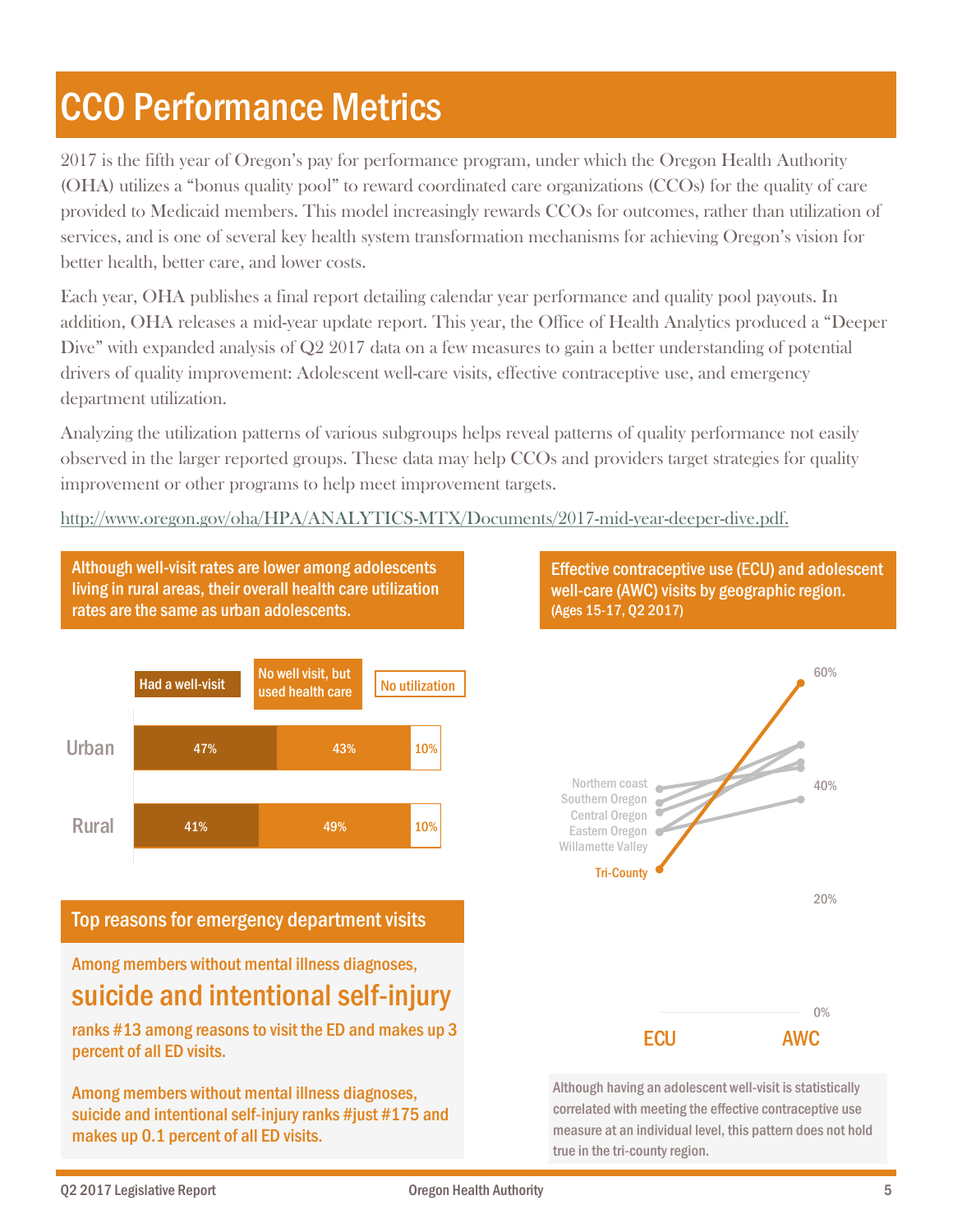# CCO Performance Metrics

2017 is the fifth year of Oregon's pay for performance program, under which the Oregon Health Authority (OHA) utilizes a "bonus quality pool" to reward coordinated care organizations (CCOs) for the quality of care provided to Medicaid members. This model increasingly rewards CCOs for outcomes, rather than utilization of services, and is one of several key health system transformation mechanisms for achieving Oregon's vision for better health, better care, and lower costs.

Each year, OHA publishes a final report detailing calendar year performance and quality pool payouts. In addition, OHA releases a mid-year update report. This year, the Office of Health Analytics produced a "Deeper Dive" with expanded analysis of Q2 2017 data on a few measures to gain a better understanding of potential drivers of quality improvement: Adolescent well-care visits, effective contraceptive use, and emergency department utilization.

Analyzing the utilization patterns of various subgroups helps reveal patterns of quality performance not easily observed in the larger reported groups. These data may help CCOs and providers target strategies for quality improvement or other programs to help meet improvement targets.

http://www.oregon.gov/oha/HPA/ANALYTICS-MTX/Documents/2017-mid-year-deeper-dive.pdf.

**Although well-visit rates are lower among adolescents living in rural areas, their overall health care utilization rates are the same as urban adolescents.**

| | Had a well-visit | No well visit, but used health care | No utilization |
|---|---|---|---|
| Urban | 47% | 43% | 10% |
| Rural | 41% | 49% | 10% |

## Top reasons for emergency department visits

Among members without mental illness diagnoses,

**suicide and intentional self-injury**

ranks #13 among reasons to visit the ED and makes up 3 percent of all ED visits.

Among members without mental illness diagnoses, suicide and intentional self-injury ranks #just #175 and makes up 0.1 percent of all ED visits.

**Effective contraceptive use (ECU) and adolescent well-care (AWC) visits by geographic region.** (Ages 15-17, Q2 2017)

Although having an adolescent well-visit is statistically correlated with meeting the effective contraceptive use measure at an individual level, this pattern does not hold true in the tri-county region.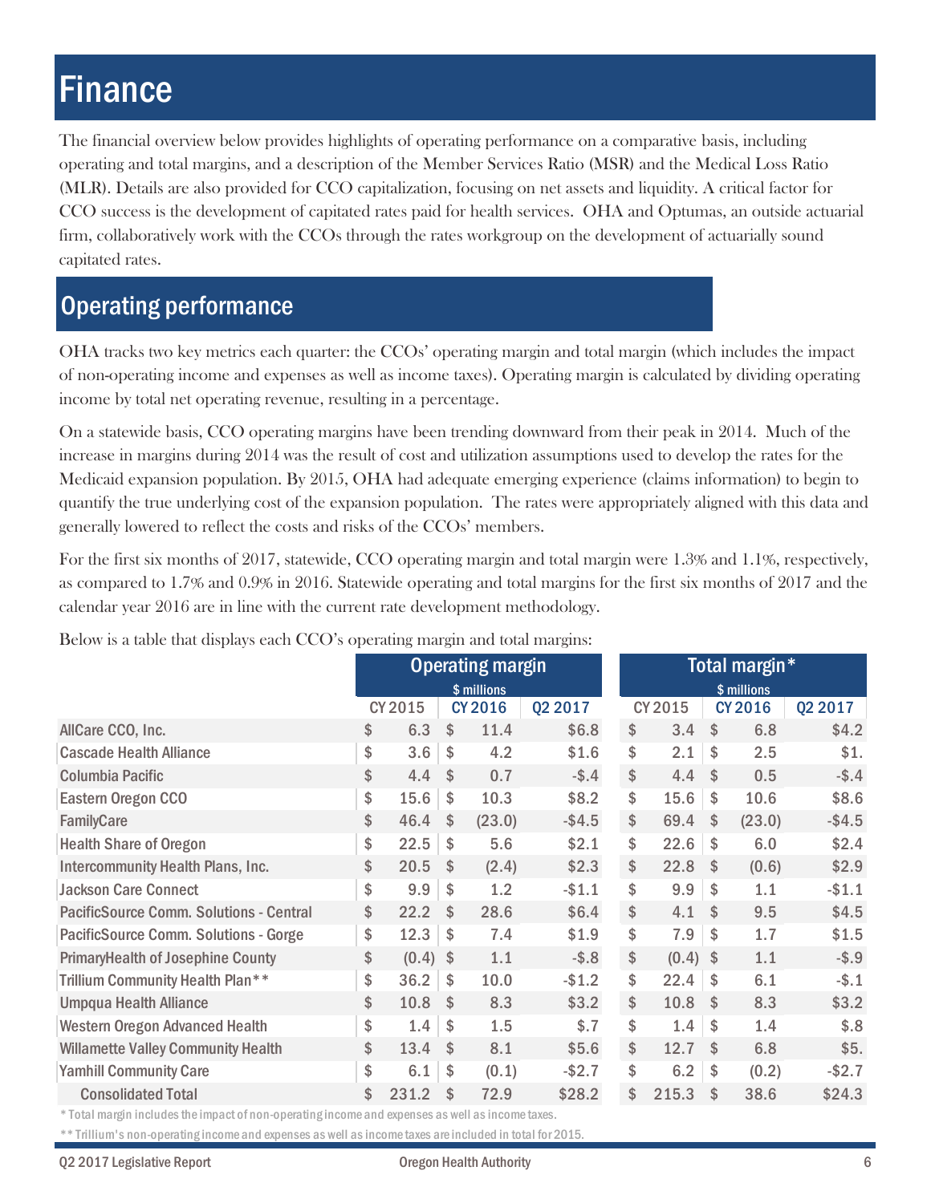# Finance

The financial overview below provides highlights of operating performance on a comparative basis, including operating and total margins, and a description of the Member Services Ratio (MSR) and the Medical Loss Ratio (MLR). Details are also provided for CCO capitalization, focusing on net assets and liquidity. A critical factor for CCO success is the development of capitated rates paid for health services. OHA and Optumas, an outside actuarial firm, collaboratively work with the CCOs through the rates workgroup on the development of actuarially sound capitated rates.

## Operating performance

OHA tracks two key metrics each quarter: the CCOs' operating margin and total margin (which includes the impact of non-operating income and expenses as well as income taxes). Operating margin is calculated by dividing operating income by total net operating revenue, resulting in a percentage.

On a statewide basis, CCO operating margins have been trending downward from their peak in 2014. Much of the increase in margins during 2014 was the result of cost and utilization assumptions used to develop the rates for the Medicaid expansion population. By 2015, OHA had adequate emerging experience (claims information) to begin to quantify the true underlying cost of the expansion population. The rates were appropriately aligned with this data and generally lowered to reflect the costs and risks of the CCOs' members.

For the first six months of 2017, statewide, CCO operating margin and total margin were 1.3% and 1.1%, respectively, as compared to 1.7% and 0.9% in 2016. Statewide operating and total margins for the first six months of 2017 and the calendar year 2016 are in line with the current rate development methodology.

Below is a table that displays each CCO's operating margin and total margins:

| | Operating margin $ millions | | | Total margin* $ millions | | |
|---|---|---|---|---|---|---|
| | CY 2015 | CY 2016 | Q2 2017 | CY 2015 | CY 2016 | Q2 2017 |
| AllCare CCO, Inc. | $ 6.3 | $ 11.4 | $6.8 | $ 3.4 | $ 6.8 | $4.2 |
| Cascade Health Alliance | $ 3.6 | $ 4.2 | $1.6 | $ 2.1 | $ 2.5 | $1. |
| Columbia Pacific | $ 4.4 | $ 0.7 | -$.4 | $ 4.4 | $ 0.5 | -$.4 |
| Eastern Oregon CCO | $ 15.6 | $ 10.3 | $8.2 | $ 15.6 | $ 10.6 | $8.6 |
| FamilyCare | $ 46.4 | $ (23.0) | -$4.5 | $ 69.4 | $ (23.0) | -$4.5 |
| Health Share of Oregon | $ 22.5 | $ 5.6 | $2.1 | $ 22.6 | $ 6.0 | $2.4 |
| Intercommunity Health Plans, Inc. | $ 20.5 | $ (2.4) | $2.3 | $ 22.8 | $ (0.6) | $2.9 |
| Jackson Care Connect | $ 9.9 | $ 1.2 | -$1.1 | $ 9.9 | $ 1.1 | -$1.1 |
| PacificSource Comm. Solutions - Central | $ 22.2 | $ 28.6 | $6.4 | $ 4.1 | $ 9.5 | $4.5 |
| PacificSource Comm. Solutions - Gorge | $ 12.3 | $ 7.4 | $1.9 | $ 7.9 | $ 1.7 | $1.5 |
| PrimaryHealth of Josephine County | $ (0.4) | $ 1.1 | -$.8 | $ (0.4) | $ 1.1 | -$.9 |
| Trillium Community Health Plan** | $ 36.2 | $ 10.0 | -$1.2 | $ 22.4 | $ 6.1 | -$.1 |
| Umpqua Health Alliance | $ 10.8 | $ 8.3 | $3.2 | $ 10.8 | $ 8.3 | $3.2 |
| Western Oregon Advanced Health | $ 1.4 | $ 1.5 | $.7 | $ 1.4 | $ 1.4 | $.8 |
| Willamette Valley Community Health | $ 13.4 | $ 8.1 | $5.6 | $ 12.7 | $ 6.8 | $5. |
| Yamhill Community Care | $ 6.1 | $ (0.1) | -$2.7 | $ 6.2 | $ (0.2) | -$2.7 |
| Consolidated Total | $ 231.2 | $ 72.9 | $28.2 | $ 215.3 | $ 38.6 | $24.3 |

* Total margin includes the impact of non-operating income and expenses as well as income taxes.

** Trillium's non-operating income and expenses as well as income taxes are included in total for 2015.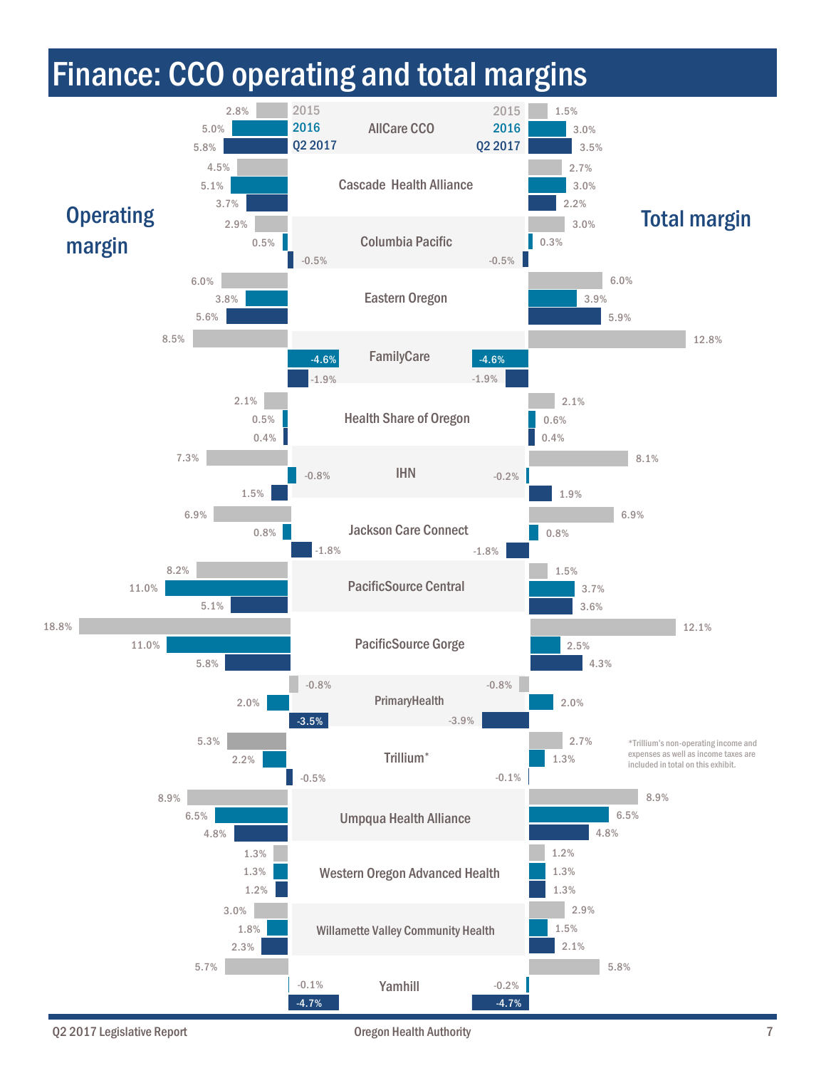# Finance: CCO operating and total margins

| CCO | Operating margin 2015 | Operating margin 2016 | Operating margin Q2 2017 | Total margin 2015 | Total margin 2016 | Total margin Q2 2017 |
|---|---|---|---|---|---|---|
| AllCare CCO | 2.8% | 5.0% | 5.8% | 1.5% | 3.0% | 3.5% |
| Cascade Health Alliance | 4.5% | 5.1% | 3.7% | 2.7% | 3.0% | 2.2% |
| Columbia Pacific | 2.9% | 0.5% | -0.5% | 3.0% | 0.3% | -0.5% |
| Eastern Oregon | 6.0% | 3.8% | 5.6% | 6.0% | 3.9% | 5.9% |
| FamilyCare | 8.5% | -4.6% | -1.9% | 12.8% | -4.6% | -1.9% |
| Health Share of Oregon | 2.1% | 0.5% | 0.4% | 2.1% | 0.6% | 0.4% |
| IHN | 7.3% | -0.8% | 1.5% | 8.1% | -0.2% | 1.9% |
| Jackson Care Connect | 6.9% | 0.8% | -1.8% | 6.9% | 0.8% | -1.8% |
| PacificSource Central | 8.2% | 11.0% | 5.1% | 1.5% | 3.7% | 3.6% |
| PacificSource Gorge | 18.8% | 11.0% | 5.8% | 12.1% | 2.5% | 4.3% |
| PrimaryHealth | -0.8% | 2.0% | -3.5% | -0.8% | 2.0% | -3.9% |
| Trillium* | 5.3% | 2.2% | -0.5% | 2.7% | 1.3% | -0.1% |
| Umpqua Health Alliance | 8.9% | 6.5% | 4.8% | 8.9% | 6.5% | 4.8% |
| Western Oregon Advanced Health | 1.3% | 1.3% | 1.2% | 1.2% | 1.3% | 1.3% |
| Willamette Valley Community Health | 3.0% | 1.8% | 2.3% | 2.9% | 1.5% | 2.1% |
| Yamhill | 5.7% | -0.1% | -4.7% | 5.8% | -0.2% | -4.7% |

*Trillium's non-operating income and expenses as well as income taxes are included in total on this exhibit.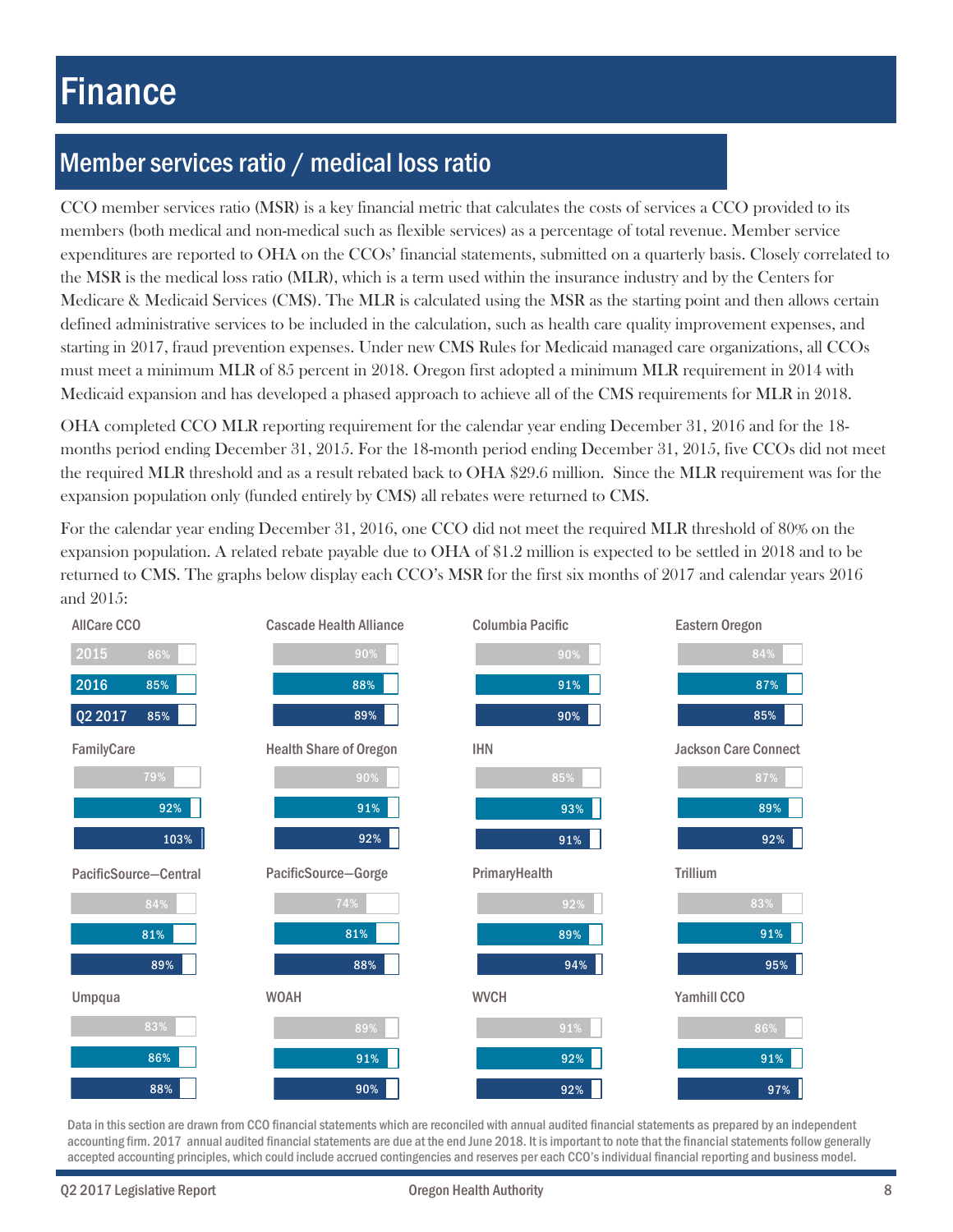# Finance

## Member services ratio / medical loss ratio

CCO member services ratio (MSR) is a key financial metric that calculates the costs of services a CCO provided to its members (both medical and non-medical such as flexible services) as a percentage of total revenue. Member service expenditures are reported to OHA on the CCOs' financial statements, submitted on a quarterly basis. Closely correlated to the MSR is the medical loss ratio (MLR), which is a term used within the insurance industry and by the Centers for Medicare & Medicaid Services (CMS). The MLR is calculated using the MSR as the starting point and then allows certain defined administrative services to be included in the calculation, such as health care quality improvement expenses, and starting in 2017, fraud prevention expenses. Under new CMS Rules for Medicaid managed care organizations, all CCOs must meet a minimum MLR of 85 percent in 2018. Oregon first adopted a minimum MLR requirement in 2014 with Medicaid expansion and has developed a phased approach to achieve all of the CMS requirements for MLR in 2018.

OHA completed CCO MLR reporting requirement for the calendar year ending December 31, 2016 and for the 18-months period ending December 31, 2015. For the 18-month period ending December 31, 2015, five CCOs did not meet the required MLR threshold and as a result rebated back to OHA $29.6 million. Since the MLR requirement was for the expansion population only (funded entirely by CMS) all rebates were returned to CMS.

For the calendar year ending December 31, 2016, one CCO did not meet the required MLR threshold of 80% on the expansion population. A related rebate payable due to OHA of $1.2 million is expected to be settled in 2018 and to be returned to CMS. The graphs below display each CCO's MSR for the first six months of 2017 and calendar years 2016 and 2015:

| CCO | 2015 | 2016 | Q2 2017 |
|---|---|---|---|
| AllCare CCO | 86% | 85% | 85% |
| Cascade Health Alliance | 90% | 88% | 89% |
| Columbia Pacific | 90% | 91% | 90% |
| Eastern Oregon | 84% | 87% | 85% |
| FamilyCare | 79% | 92% | 103% |
| Health Share of Oregon | 90% | 91% | 92% |
| IHN | 85% | 93% | 91% |
| Jackson Care Connect | 87% | 89% | 92% |
| PacificSource—Central | 84% | 81% | 89% |
| PacificSource—Gorge | 74% | 81% | 88% |
| PrimaryHealth | 92% | 89% | 94% |
| Trillium | 83% | 91% | 95% |
| Umpqua | 83% | 86% | 88% |
| WOAH | 89% | 91% | 90% |
| WVCH | 91% | 92% | 92% |
| Yamhill CCO | 86% | 91% | 97% |

Data in this section are drawn from CCO financial statements which are reconciled with annual audited financial statements as prepared by an independent accounting firm. 2017 annual audited financial statements are due at the end June 2018. It is important to note that the financial statements follow generally accepted accounting principles, which could include accrued contingencies and reserves per each CCO's individual financial reporting and business model.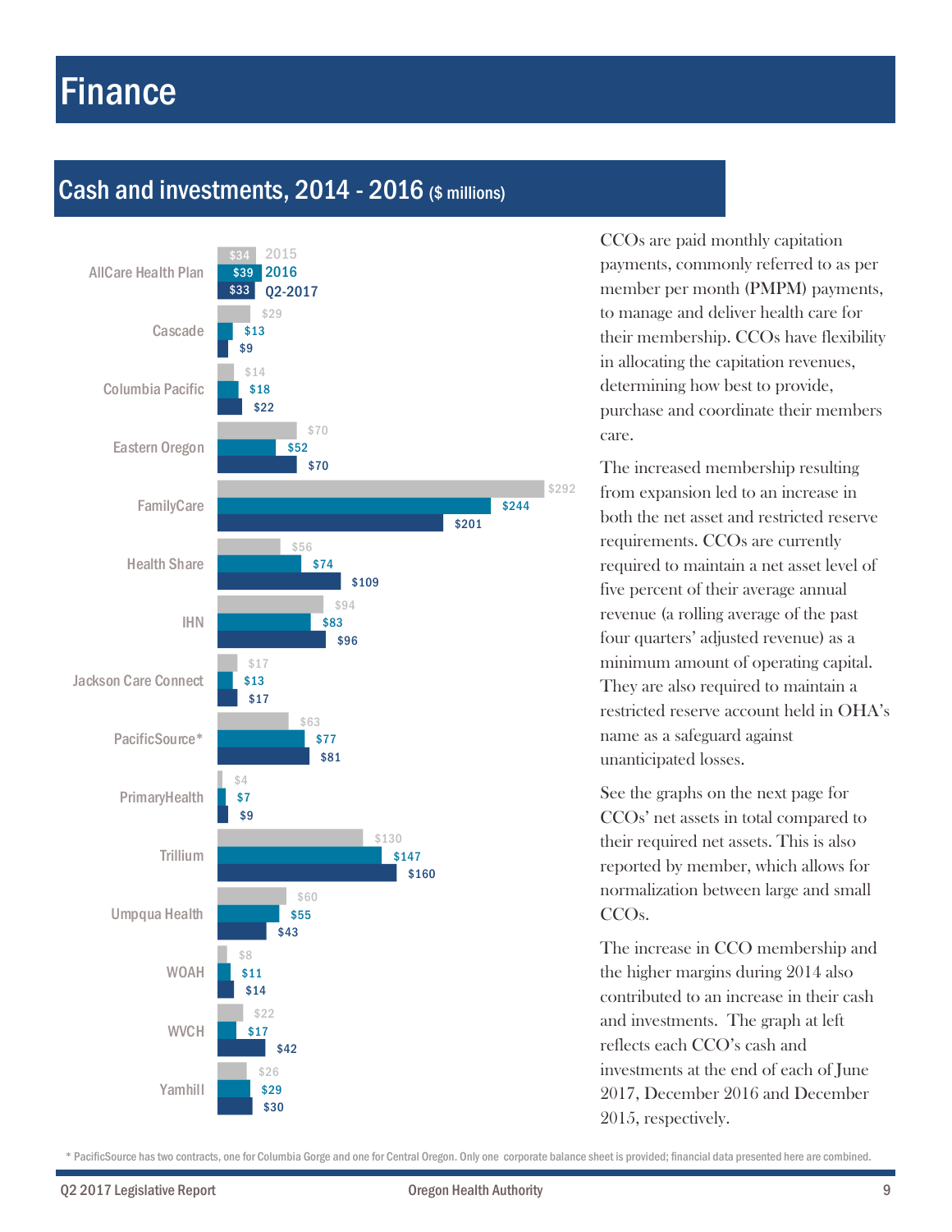# Finance

## Cash and investments, 2014 - 2016 ($ millions)

| CCO | 2015 | 2016 | Q2-2017 |
|---|---|---|---|
| AllCare Health Plan | $34 | $39 | $33 |
| Cascade | $29 | $13 | $9 |
| Columbia Pacific | $14 | $18 | $22 |
| Eastern Oregon | $70 | $52 | $70 |
| FamilyCare | $292 | $244 | $201 |
| Health Share | $56 | $74 | $109 |
| IHN | $94 | $83 | $96 |
| Jackson Care Connect | $17 | $13 | $17 |
| PacificSource* | $63 | $77 | $81 |
| PrimaryHealth | $4 | $7 | $9 |
| Trillium | $130 | $147 | $160 |
| Umpqua Health | $60 | $55 | $43 |
| WOAH | $8 | $11 | $14 |
| WVCH | $22 | $17 | $42 |
| Yamhill | $26 | $29 | $30 |

CCOs are paid monthly capitation payments, commonly referred to as per member per month (PMPM) payments, to manage and deliver health care for their membership. CCOs have flexibility in allocating the capitation revenues, determining how best to provide, purchase and coordinate their members care.

The increased membership resulting from expansion led to an increase in both the net asset and restricted reserve requirements. CCOs are currently required to maintain a net asset level of five percent of their average annual revenue (a rolling average of the past four quarters' adjusted revenue) as a minimum amount of operating capital. They are also required to maintain a restricted reserve account held in OHA's name as a safeguard against unanticipated losses.

See the graphs on the next page for CCOs' net assets in total compared to their required net assets. This is also reported by member, which allows for normalization between large and small CCOs.

The increase in CCO membership and the higher margins during 2014 also contributed to an increase in their cash and investments. The graph at left reflects each CCO's cash and investments at the end of each of June 2017, December 2016 and December 2015, respectively.

\* PacificSource has two contracts, one for Columbia Gorge and one for Central Oregon. Only one corporate balance sheet is provided; financial data presented here are combined.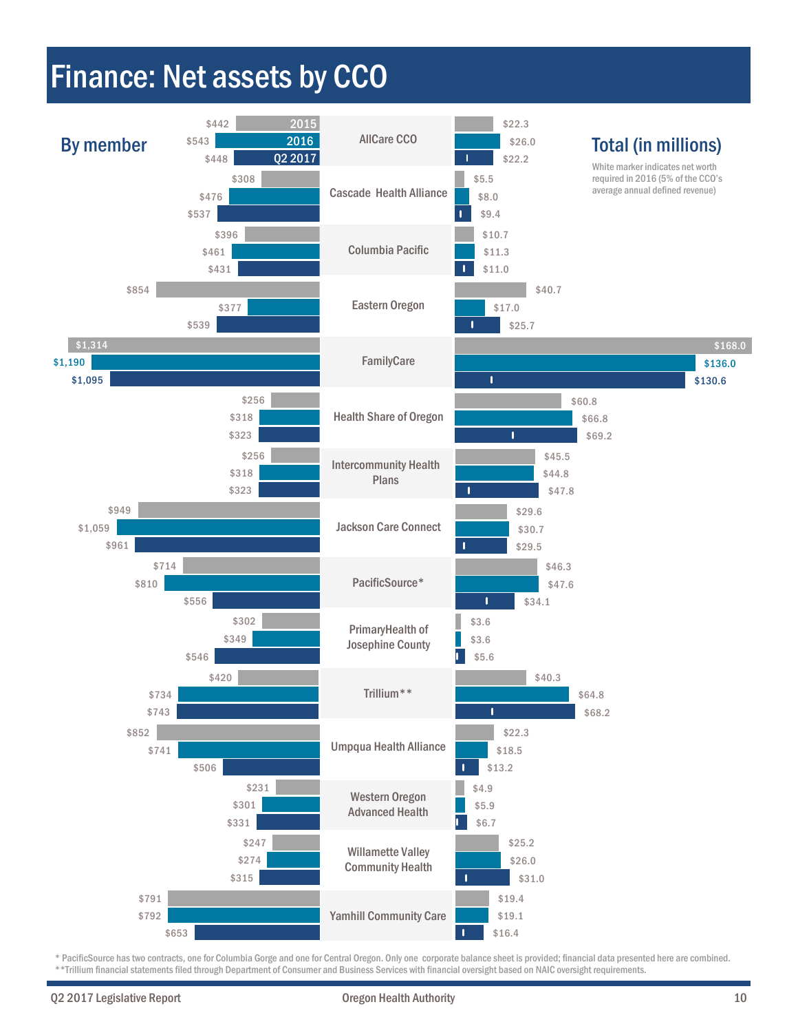# Finance: Net assets by CCO

**By member**

**Total (in millions)**

White marker indicates net worth required in 2016 (5% of the CCO's average annual defined revenue)

| CCO | By member 2015 | By member 2016 | By member Q2 2017 | Total 2015 | Total 2016 | Total Q2 2017 |
|---|---|---|---|---|---|---|
| AllCare CCO | $442 | $543 | $448 | $22.3 | $26.0 | $22.2 |
| Cascade Health Alliance | $308 | $476 | $537 | $5.5 | $8.0 | $9.4 |
| Columbia Pacific | $396 | $461 | $431 | $10.7 | $11.3 | $11.0 |
| Eastern Oregon | $854 | $377 | $539 | $40.7 | $17.0 | $25.7 |
| FamilyCare | $1,314 | $1,190 | $1,095 | $168.0 | $136.0 | $130.6 |
| Health Share of Oregon | $256 | $318 | $323 | $60.8 | $66.8 | $69.2 |
| Intercommunity Health Plans | $256 | $318 | $323 | $45.5 | $44.8 | $47.8 |
| Jackson Care Connect | $949 | $1,059 | $961 | $29.6 | $30.7 | $29.5 |
| PacificSource* | $714 | $810 | $556 | $46.3 | $47.6 | $34.1 |
| PrimaryHealth of Josephine County | $302 | $349 | $546 | $3.6 | $3.6 | $5.6 |
| Trillium** | $420 | $734 | $743 | $40.3 | $64.8 | $68.2 |
| Umpqua Health Alliance | $852 | $741 | $506 | $22.3 | $18.5 | $13.2 |
| Western Oregon Advanced Health | $231 | $301 | $331 | $4.9 | $5.9 | $6.7 |
| Willamette Valley Community Health | $247 | $274 | $315 | $25.2 | $26.0 | $31.0 |
| Yamhill Community Care | $791 | $792 | $653 | $19.4 | $19.1 | $16.4 |

* PacificSource has two contracts, one for Columbia Gorge and one for Central Oregon. Only one corporate balance sheet is provided; financial data presented here are combined.

**Trillium financial statements filed through Department of Consumer and Business Services with financial oversight based on NAIC oversight requirements.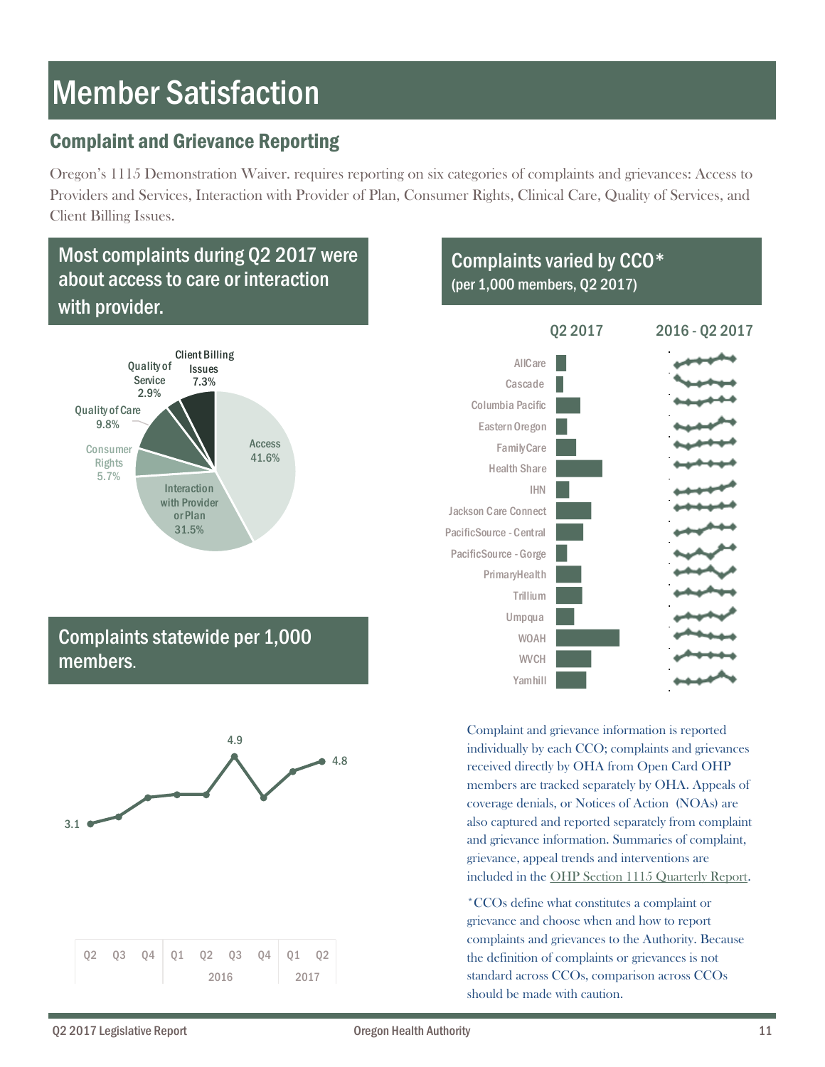# Member Satisfaction

## Complaint and Grievance Reporting

Oregon's 1115 Demonstration Waiver. requires reporting on six categories of complaints and grievances: Access to Providers and Services, Interaction with Provider of Plan, Consumer Rights, Clinical Care, Quality of Services, and Client Billing Issues.

### Most complaints during Q2 2017 were about access to care or interaction with provider.

| Category | Percent |
|---|---|
| Access | 41.6% |
| Interaction with Provider or Plan | 31.5% |
| Consumer Rights | 5.7% |
| Quality of Care | 9.8% |
| Quality of Service | 2.9% |
| Client Billing Issues | 7.3% |

### Complaints statewide per 1,000 members.

| 2015 Q2 | Q3 | Q4 | 2016 Q1 | Q2 | Q3 | Q4 | 2017 Q1 | Q2 |
|---|---|---|---|---|---|---|---|---|
| 3.1 | | | | | 4.9 | | | 4.8 |

### Complaints varied by CCO*
(per 1,000 members, Q2 2017)

Q2 2017 | 2016 - Q2 2017

- AllCare
- Cascade
- Columbia Pacific
- Eastern Oregon
- FamilyCare
- Health Share
- IHN
- Jackson Care Connect
- PacificSource - Central
- PacificSource - Gorge
- PrimaryHealth
- Trillium
- Umpqua
- WOAH
- WVCH
- Yamhill

Complaint and grievance information is reported individually by each CCO; complaints and grievances received directly by OHA from Open Card OHP members are tracked separately by OHA. Appeals of coverage denials, or Notices of Action (NOAs) are also captured and reported separately from complaint and grievance information. Summaries of complaint, grievance, appeal trends and interventions are included in the OHP Section 1115 Quarterly Report.

*CCOs define what constitutes a complaint or grievance and choose when and how to report complaints and grievances to the Authority. Because the definition of complaints or grievances is not standard across CCOs, comparison across CCOs should be made with caution.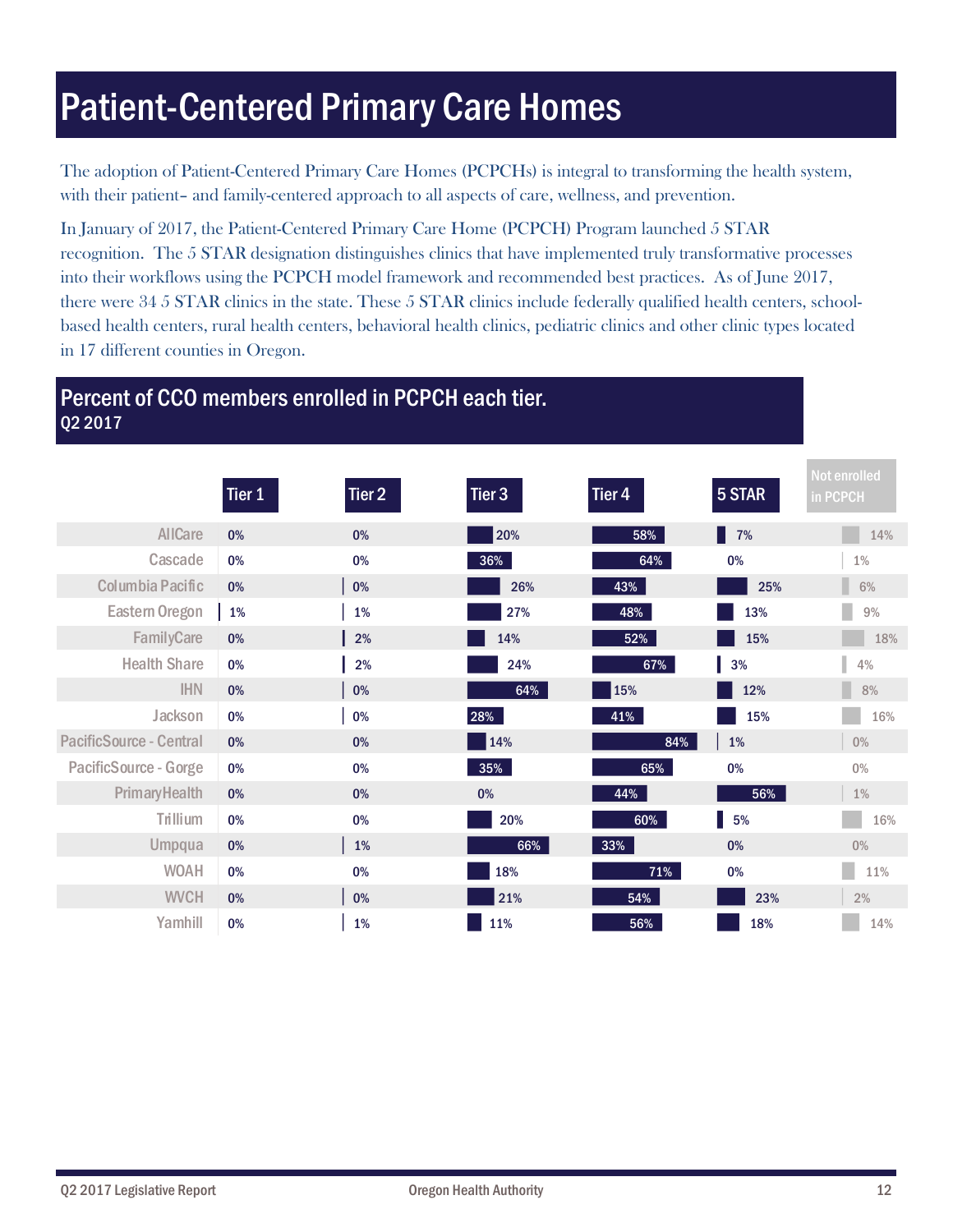# Patient-Centered Primary Care Homes

The adoption of Patient-Centered Primary Care Homes (PCPCHs) is integral to transforming the health system, with their patient– and family-centered approach to all aspects of care, wellness, and prevention.

In January of 2017, the Patient-Centered Primary Care Home (PCPCH) Program launched 5 STAR recognition. The 5 STAR designation distinguishes clinics that have implemented truly transformative processes into their workflows using the PCPCH model framework and recommended best practices. As of June 2017, there were 34 5 STAR clinics in the state. These 5 STAR clinics include federally qualified health centers, school-based health centers, rural health centers, behavioral health clinics, pediatric clinics and other clinic types located in 17 different counties in Oregon.

## Percent of CCO members enrolled in PCPCH each tier.

Q2 2017

| | Tier 1 | Tier 2 | Tier 3 | Tier 4 | 5 STAR | Not enrolled in PCPCH |
|---|---|---|---|---|---|---|
| AllCare | 0% | 0% | 20% | 58% | 7% | 14% |
| Cascade | 0% | 0% | 36% | 64% | 0% | 1% |
| Columbia Pacific | 0% | 0% | 26% | 43% | 25% | 6% |
| Eastern Oregon | 1% | 1% | 27% | 48% | 13% | 9% |
| FamilyCare | 0% | 2% | 14% | 52% | 15% | 18% |
| Health Share | 0% | 2% | 24% | 67% | 3% | 4% |
| IHN | 0% | 0% | 64% | 15% | 12% | 8% |
| Jackson | 0% | 0% | 28% | 41% | 15% | 16% |
| PacificSource - Central | 0% | 0% | 14% | 84% | 1% | 0% |
| PacificSource - Gorge | 0% | 0% | 35% | 65% | 0% | 0% |
| PrimaryHealth | 0% | 0% | 0% | 44% | 56% | 1% |
| Trillium | 0% | 0% | 20% | 60% | 5% | 16% |
| Umpqua | 0% | 1% | 66% | 33% | 0% | 0% |
| WOAH | 0% | 0% | 18% | 71% | 0% | 11% |
| WVCH | 0% | 0% | 21% | 54% | 23% | 2% |
| Yamhill | 0% | 1% | 11% | 56% | 18% | 14% |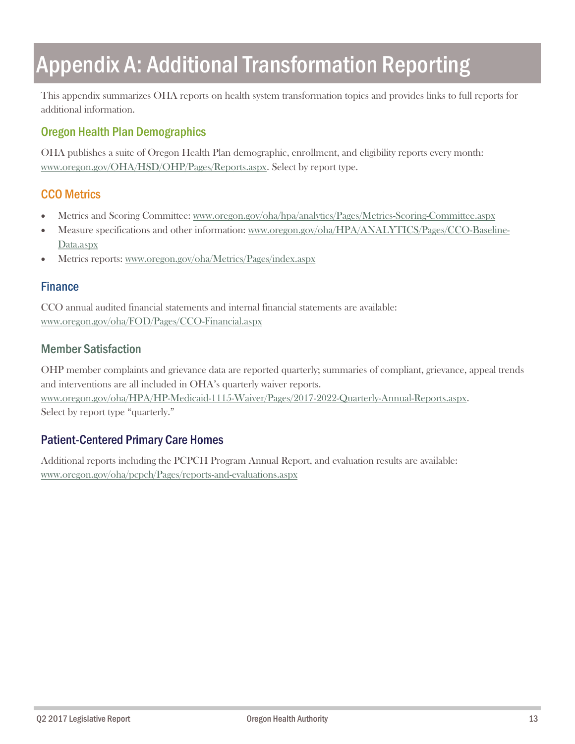# Appendix A: Additional Transformation Reporting

This appendix summarizes OHA reports on health system transformation topics and provides links to full reports for additional information.

## Oregon Health Plan Demographics

OHA publishes a suite of Oregon Health Plan demographic, enrollment, and eligibility reports every month: www.oregon.gov/OHA/HSD/OHP/Pages/Reports.aspx. Select by report type.

## CCO Metrics

- Metrics and Scoring Committee: www.oregon.gov/oha/hpa/analytics/Pages/Metrics-Scoring-Committee.aspx
- Measure specifications and other information: www.oregon.gov/oha/HPA/ANALYTICS/Pages/CCO-Baseline-Data.aspx
- Metrics reports: www.oregon.gov/oha/Metrics/Pages/index.aspx

## Finance

CCO annual audited financial statements and internal financial statements are available: www.oregon.gov/oha/FOD/Pages/CCO-Financial.aspx

## Member Satisfaction

OHP member complaints and grievance data are reported quarterly; summaries of compliant, grievance, appeal trends and interventions are all included in OHA's quarterly waiver reports. www.oregon.gov/oha/HPA/HP-Medicaid-1115-Waiver/Pages/2017-2022-Quarterly-Annual-Reports.aspx. Select by report type "quarterly."

## Patient-Centered Primary Care Homes

Additional reports including the PCPCH Program Annual Report, and evaluation results are available: www.oregon.gov/oha/pcpch/Pages/reports-and-evaluations.aspx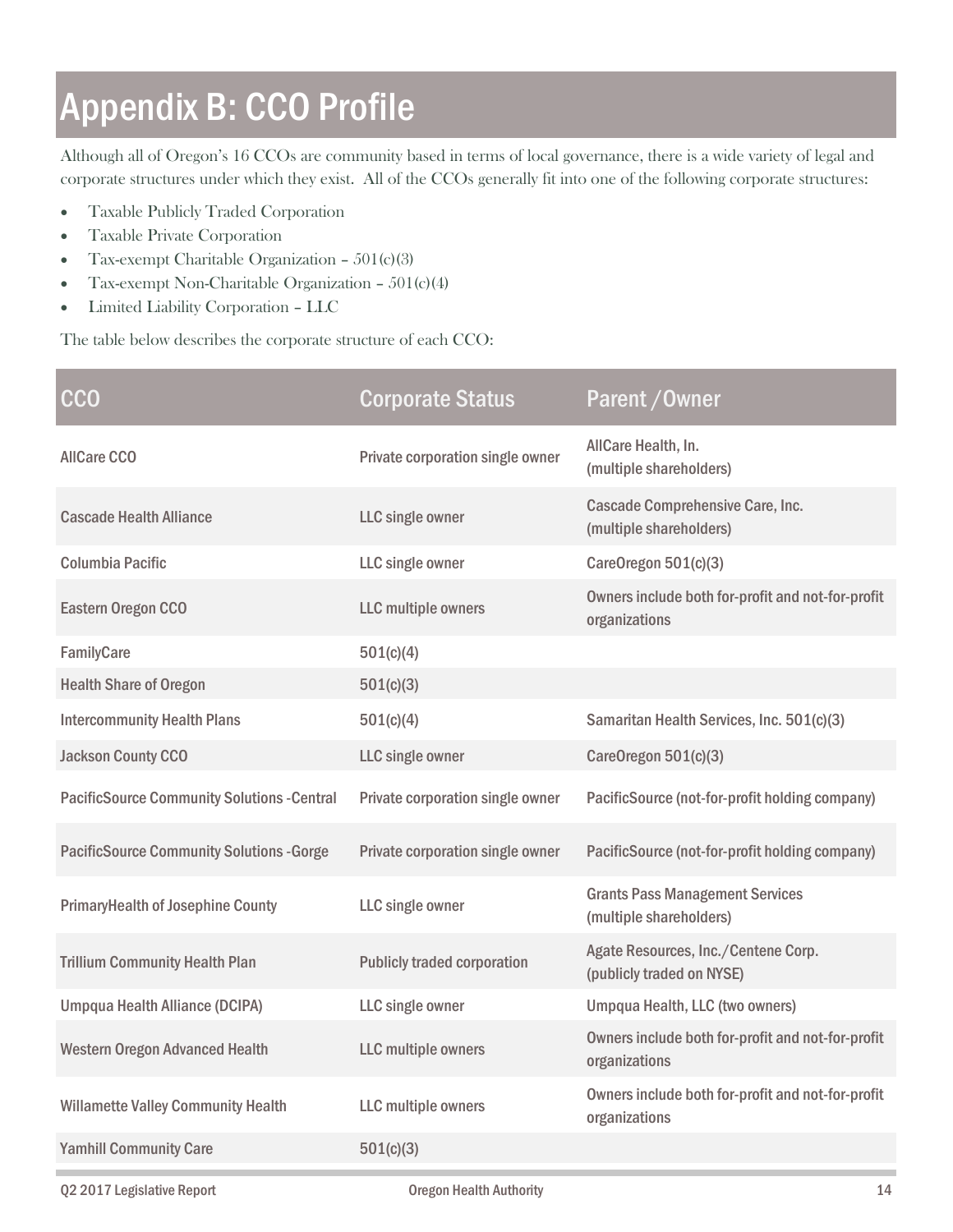# Appendix B: CCO Profile

Although all of Oregon's 16 CCOs are community based in terms of local governance, there is a wide variety of legal and corporate structures under which they exist. All of the CCOs generally fit into one of the following corporate structures:

- Taxable Publicly Traded Corporation
- Taxable Private Corporation
- Tax-exempt Charitable Organization – 501(c)(3)
- Tax-exempt Non-Charitable Organization – 501(c)(4)
- Limited Liability Corporation – LLC

The table below describes the corporate structure of each CCO:

| CCO | Corporate Status | Parent /Owner |
|---|---|---|
| AllCare CCO | Private corporation single owner | AllCare Health, In. (multiple shareholders) |
| Cascade Health Alliance | LLC single owner | Cascade Comprehensive Care, Inc. (multiple shareholders) |
| Columbia Pacific | LLC single owner | CareOregon 501(c)(3) |
| Eastern Oregon CCO | LLC multiple owners | Owners include both for-profit and not-for-profit organizations |
| FamilyCare | 501(c)(4) | |
| Health Share of Oregon | 501(c)(3) | |
| Intercommunity Health Plans | 501(c)(4) | Samaritan Health Services, Inc. 501(c)(3) |
| Jackson County CCO | LLC single owner | CareOregon 501(c)(3) |
| PacificSource Community Solutions -Central | Private corporation single owner | PacificSource (not-for-profit holding company) |
| PacificSource Community Solutions -Gorge | Private corporation single owner | PacificSource (not-for-profit holding company) |
| PrimaryHealth of Josephine County | LLC single owner | Grants Pass Management Services (multiple shareholders) |
| Trillium Community Health Plan | Publicly traded corporation | Agate Resources, Inc./Centene Corp. (publicly traded on NYSE) |
| Umpqua Health Alliance (DCIPA) | LLC single owner | Umpqua Health, LLC (two owners) |
| Western Oregon Advanced Health | LLC multiple owners | Owners include both for-profit and not-for-profit organizations |
| Willamette Valley Community Health | LLC multiple owners | Owners include both for-profit and not-for-profit organizations |
| Yamhill Community Care | 501(c)(3) | |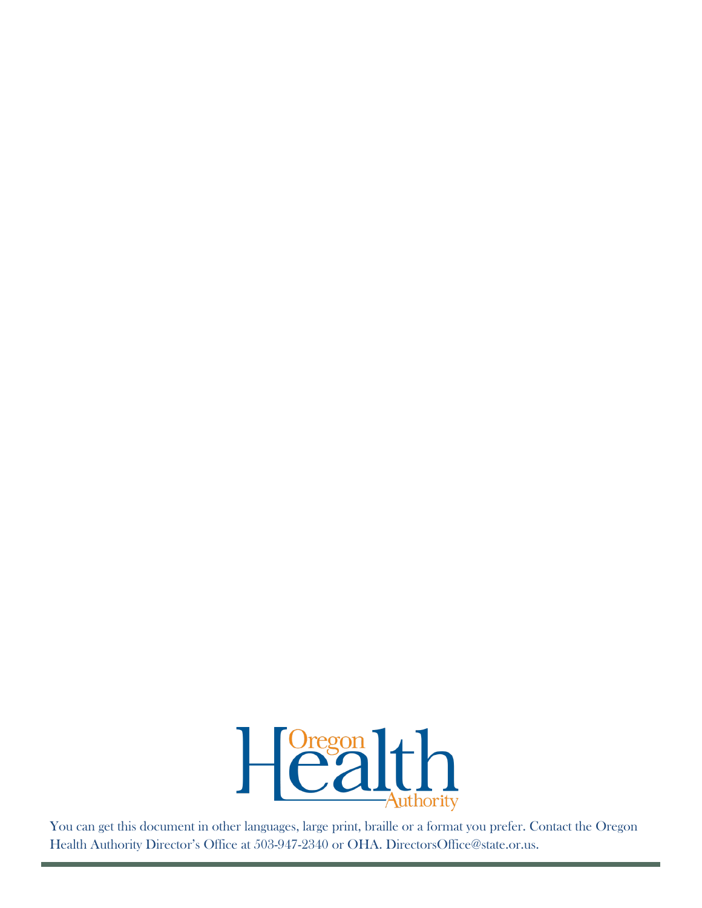You can get this document in other languages, large print, braille or a format you prefer. Contact the Oregon Health Authority Director's Office at 503-947-2340 or OHA. DirectorsOffice@state.or.us.